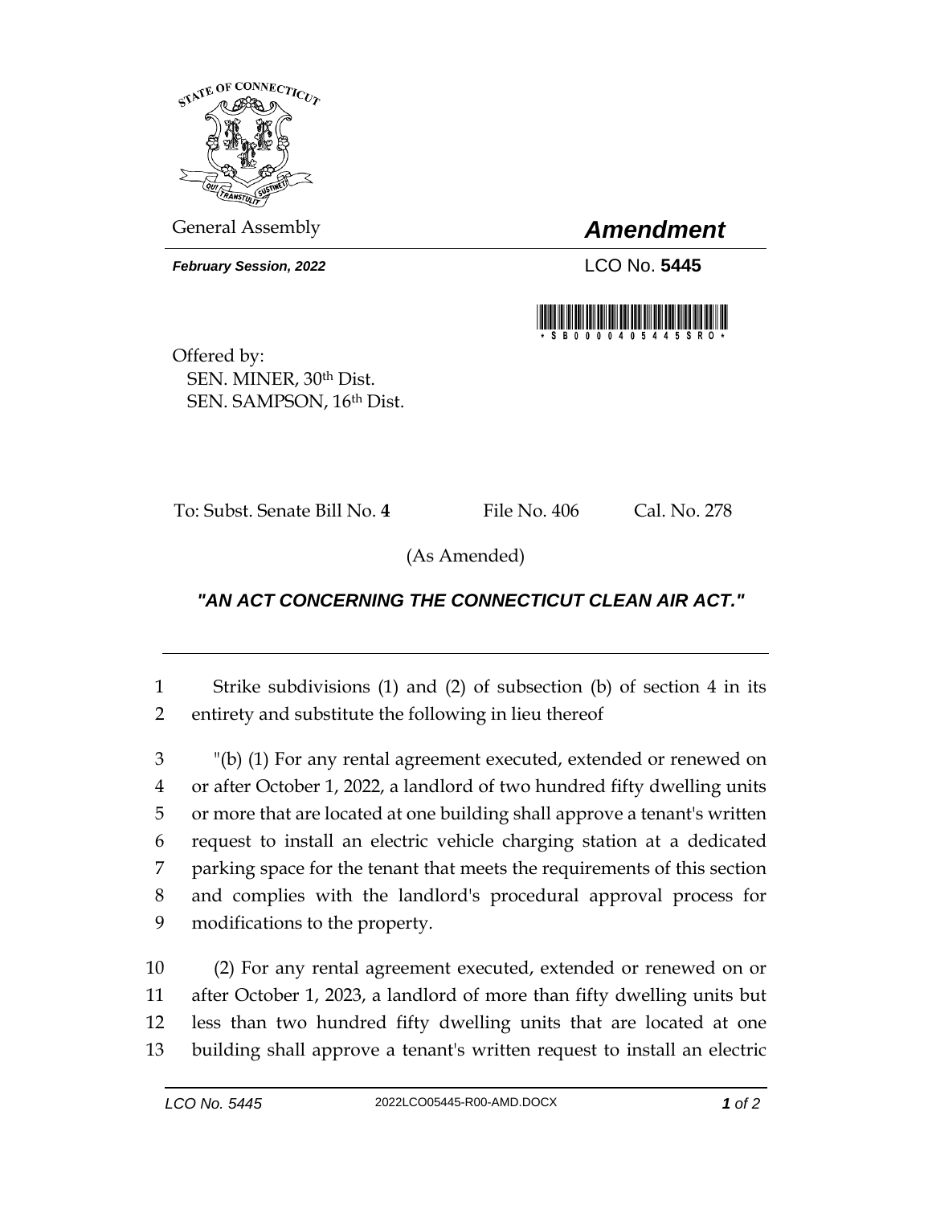General Assembly

# *Amendment*

***February Session, 2022***

LCO No. **5445**

Offered by:
SEN. MINER, 30th Dist.
SEN. SAMPSON, 16th Dist.

To: Subst. Senate Bill No. **4** File No. 406 Cal. No. 278

(As Amended)

## ***"AN ACT CONCERNING THE CONNECTICUT CLEAN AIR ACT."***

---

1 Strike subdivisions (1) and (2) of subsection (b) of section 4 in its
2 entirety and substitute the following in lieu thereof

3 "(b) (1) For any rental agreement executed, extended or renewed on
4 or after October 1, 2022, a landlord of two hundred fifty dwelling units
5 or more that are located at one building shall approve a tenant's written
6 request to install an electric vehicle charging station at a dedicated
7 parking space for the tenant that meets the requirements of this section
8 and complies with the landlord's procedural approval process for
9 modifications to the property.

10 (2) For any rental agreement executed, extended or renewed on or
11 after October 1, 2023, a landlord of more than fifty dwelling units but
12 less than two hundred fifty dwelling units that are located at one
13 building shall approve a tenant's written request to install an electric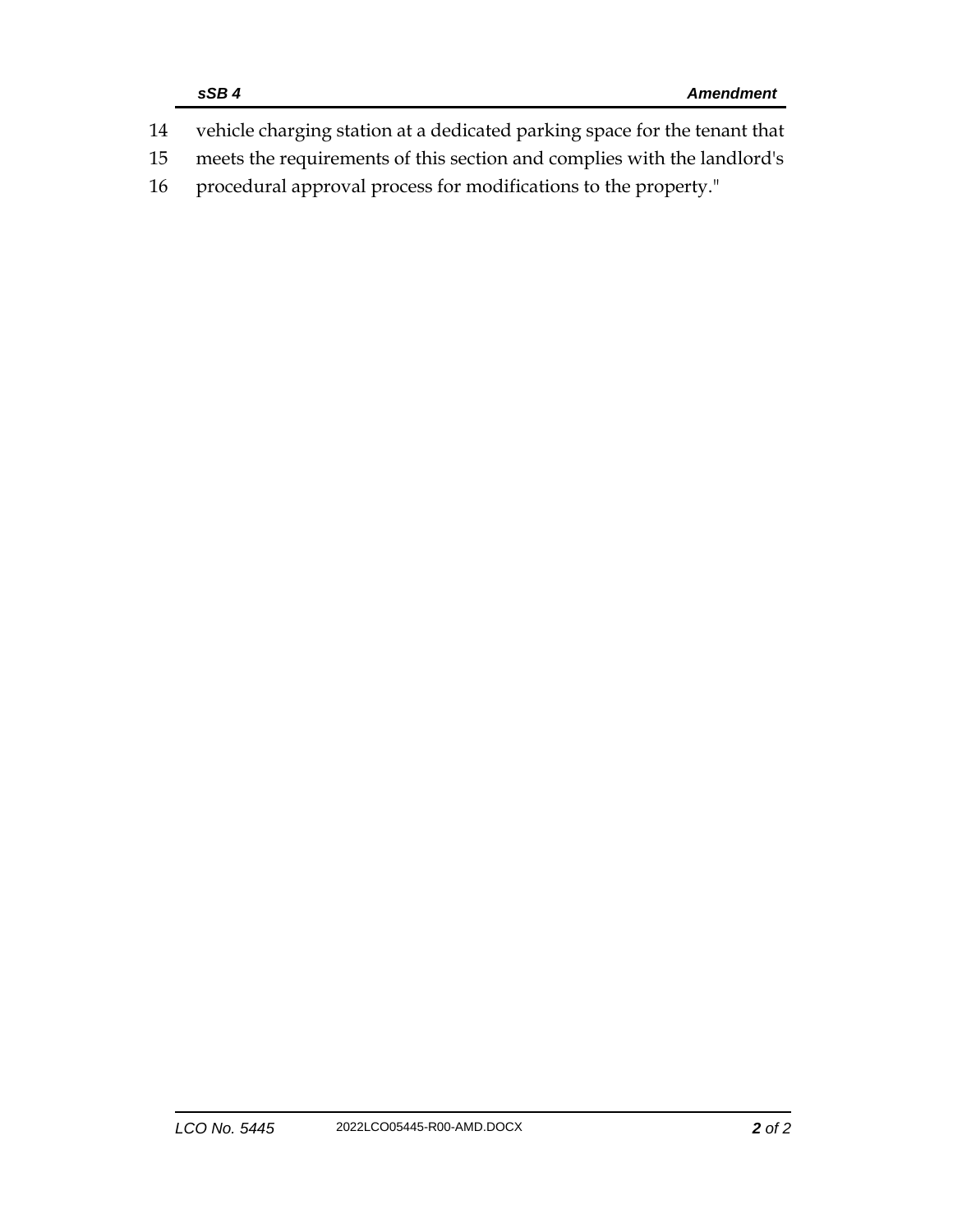14 vehicle charging station at a dedicated parking space for the tenant that
15 meets the requirements of this section and complies with the landlord's
16 procedural approval process for modifications to the property."